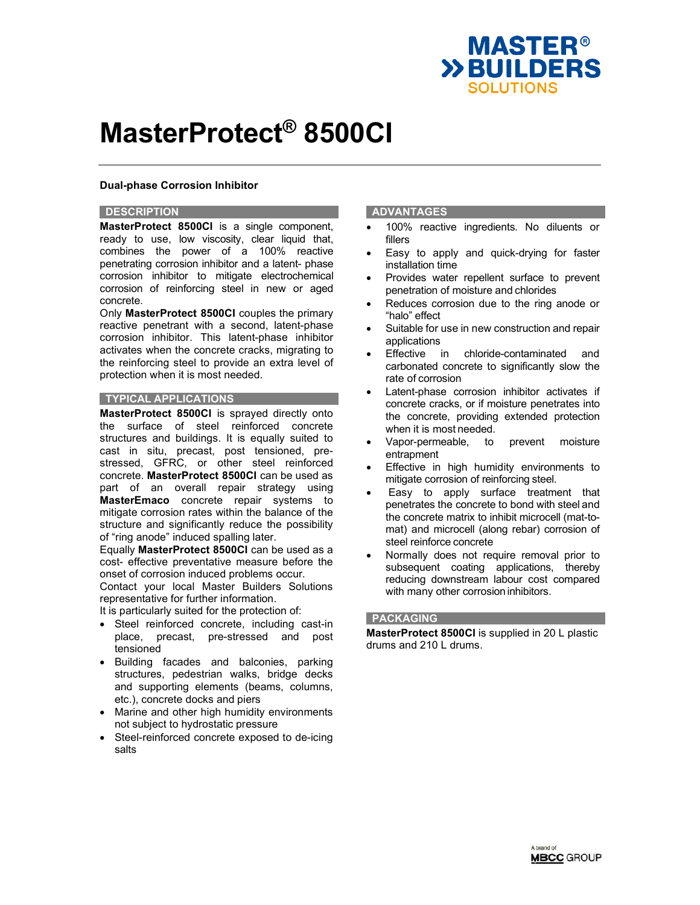# MasterProtect® 8500CI

**Dual-phase Corrosion Inhibitor**

## DESCRIPTION

**MasterProtect 8500CI** is a single component, ready to use, low viscosity, clear liquid that, combines the power of a 100% reactive penetrating corrosion inhibitor and a latent- phase corrosion inhibitor to mitigate electrochemical corrosion of reinforcing steel in new or aged concrete.

Only **MasterProtect 8500CI** couples the primary reactive penetrant with a second, latent-phase corrosion inhibitor. This latent-phase inhibitor activates when the concrete cracks, migrating to the reinforcing steel to provide an extra level of protection when it is most needed.

## TYPICAL APPLICATIONS

**MasterProtect 8500CI** is sprayed directly onto the surface of steel reinforced concrete structures and buildings. It is equally suited to cast in situ, precast, post tensioned, pre-stressed, GFRC, or other steel reinforced concrete. **MasterProtect 8500CI** can be used as part of an overall repair strategy using **MasterEmaco** concrete repair systems to mitigate corrosion rates within the balance of the structure and significantly reduce the possibility of "ring anode" induced spalling later.

Equally **MasterProtect 8500CI** can be used as a cost- effective preventative measure before the onset of corrosion induced problems occur.

Contact your local Master Builders Solutions representative for further information.

It is particularly suited for the protection of:

- Steel reinforced concrete, including cast-in place, precast, pre-stressed and post tensioned
- Building facades and balconies, parking structures, pedestrian walks, bridge decks and supporting elements (beams, columns, etc.), concrete docks and piers
- Marine and other high humidity environments not subject to hydrostatic pressure
- Steel-reinforced concrete exposed to de-icing salts

## ADVANTAGES

- 100% reactive ingredients. No diluents or fillers
- Easy to apply and quick-drying for faster installation time
- Provides water repellent surface to prevent penetration of moisture and chlorides
- Reduces corrosion due to the ring anode or "halo" effect
- Suitable for use in new construction and repair applications
- Effective in chloride-contaminated and carbonated concrete to significantly slow the rate of corrosion
- Latent-phase corrosion inhibitor activates if concrete cracks, or if moisture penetrates into the concrete, providing extended protection when it is most needed.
- Vapor-permeable, to prevent moisture entrapment
- Effective in high humidity environments to mitigate corrosion of reinforcing steel.
- Easy to apply surface treatment that penetrates the concrete to bond with steel and the concrete matrix to inhibit microcell (mat-to-mat) and microcell (along rebar) corrosion of steel reinforce concrete
- Normally does not require removal prior to subsequent coating applications, thereby reducing downstream labour cost compared with many other corrosion inhibitors.

## PACKAGING

**MasterProtect 8500CI** is supplied in 20 L plastic drums and 210 L drums.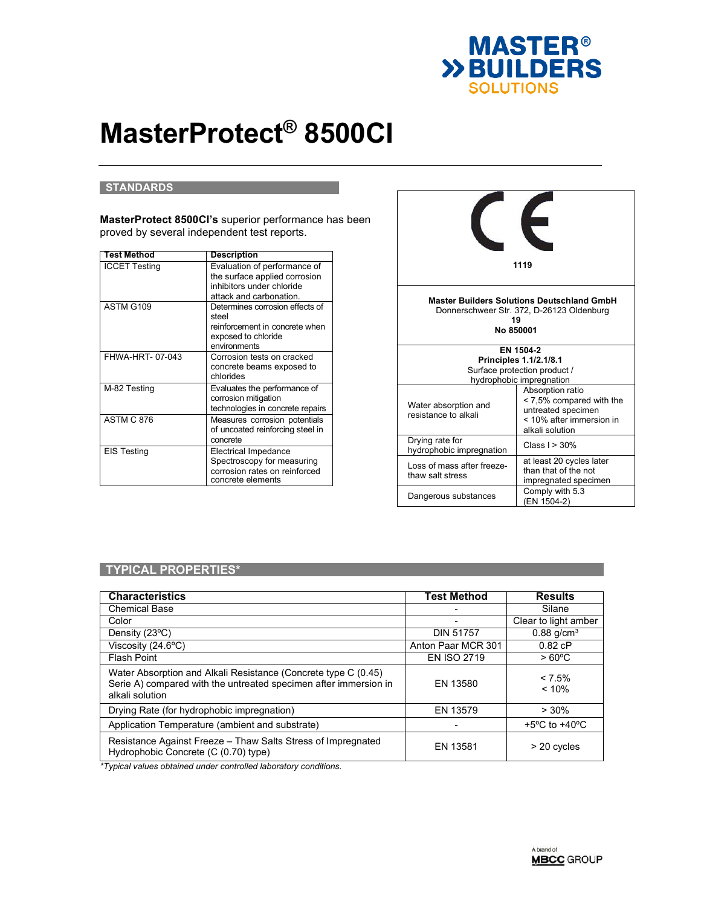# MasterProtect® 8500CI

## STANDARDS

**MasterProtect 8500CI's** superior performance has been proved by several independent test reports.

| Test Method | Description |
|---|---|
| ICCET Testing | Evaluation of performance of the surface applied corrosion inhibitors under chloride attack and carbonation. |
| ASTM G109 | Determines corrosion effects of steel reinforcement in concrete when exposed to chloride environments |
| FHWA-HRT- 07-043 | Corrosion tests on cracked concrete beams exposed to chlorides |
| M-82 Testing | Evaluates the performance of corrosion mitigation technologies in concrete repairs |
| ASTM C 876 | Measures corrosion potentials of uncoated reinforcing steel in concrete |
| EIS Testing | Electrical Impedance Spectroscopy for measuring corrosion rates on reinforced concrete elements |

CE

**1119**

**Master Builders Solutions Deutschland GmbH**
Donnerschweer Str. 372, D-26123 Oldenburg
**19**
**No 850001**

**EN 1504-2**
**Principles 1.1/2.1/8.1**
Surface protection product / hydrophobic impregnation

| | |
|---|---|
| Water absorption and resistance to alkali | Absorption ratio < 7,5% compared with the untreated specimen < 10% after immersion in alkali solution |
| Drying rate for hydrophobic impregnation | Class I > 30% |
| Loss of mass after freeze-thaw salt stress | at least 20 cycles later than that of the not impregnated specimen |
| Dangerous substances | Comply with 5.3 (EN 1504-2) |

## TYPICAL PROPERTIES*

| Characteristics | Test Method | Results |
|---|---|---|
| Chemical Base | - | Silane |
| Color | - | Clear to light amber |
| Density (23ºC) | DIN 51757 | 0.88 g/cm³ |
| Viscosity (24.6ºC) | Anton Paar MCR 301 | 0.82 cP |
| Flash Point | EN ISO 2719 | > 60ºC |
| Water Absorption and Alkali Resistance (Concrete type C (0.45) Serie A) compared with the untreated specimen after immersion in alkali solution | EN 13580 | < 7.5%<br>< 10% |
| Drying Rate (for hydrophobic impregnation) | EN 13579 | > 30% |
| Application Temperature (ambient and substrate) | - | +5ºC to +40ºC |
| Resistance Against Freeze – Thaw Salts Stress of Impregnated Hydrophobic Concrete (C (0.70) type) | EN 13581 | > 20 cycles |

*Typical values obtained under controlled laboratory conditions.*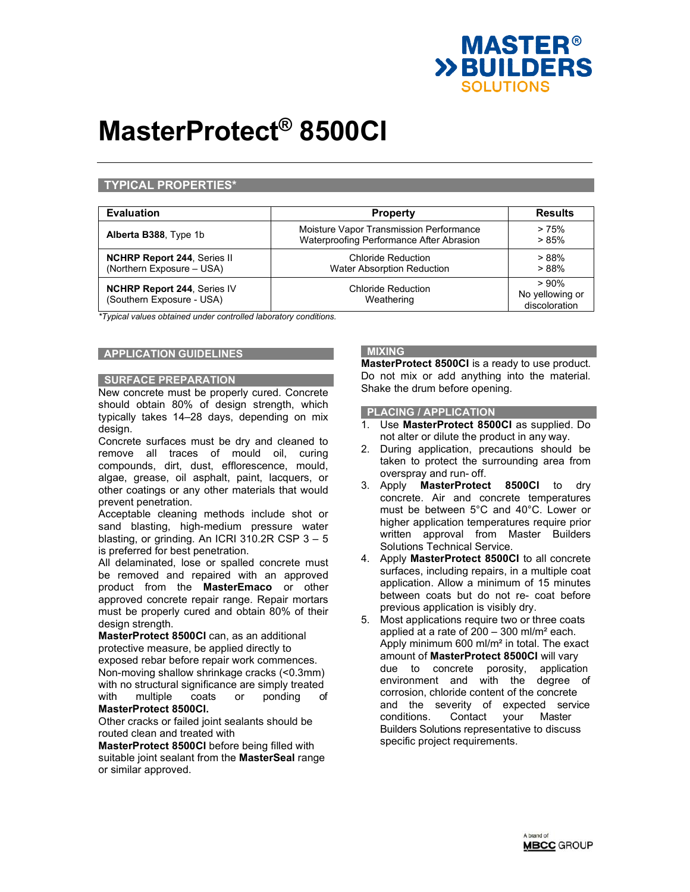# MasterProtect® 8500CI

## TYPICAL PROPERTIES*

| Evaluation | Property | Results |
|---|---|---|
| **Alberta B388**, Type 1b | Moisture Vapor Transmission Performance<br>Waterproofing Performance After Abrasion | > 75%<br>> 85% |
| **NCHRP Report 244**, Series II<br>(Northern Exposure – USA) | Chloride Reduction<br>Water Absorption Reduction | > 88%<br>> 88% |
| **NCHRP Report 244**, Series IV<br>(Southern Exposure - USA) | Chloride Reduction<br>Weathering | > 90%<br>No yellowing or discoloration |

*\*Typical values obtained under controlled laboratory conditions.*

## APPLICATION GUIDELINES

### SURFACE PREPARATION

New concrete must be properly cured. Concrete should obtain 80% of design strength, which typically takes 14–28 days, depending on mix design.

Concrete surfaces must be dry and cleaned to remove all traces of mould oil, curing compounds, dirt, dust, efflorescence, mould, algae, grease, oil asphalt, paint, lacquers, or other coatings or any other materials that would prevent penetration.

Acceptable cleaning methods include shot or sand blasting, high-medium pressure water blasting, or grinding. An ICRI 310.2R CSP 3 – 5 is preferred for best penetration.

All delaminated, lose or spalled concrete must be removed and repaired with an approved product from the **MasterEmaco** or other approved concrete repair range. Repair mortars must be properly cured and obtain 80% of their design strength.

**MasterProtect 8500CI** can, as an additional protective measure, be applied directly to exposed rebar before repair work commences.

Non-moving shallow shrinkage cracks (<0.3mm) with no structural significance are simply treated with multiple coats or ponding of **MasterProtect 8500CI.**

Other cracks or failed joint sealants should be routed clean and treated with **MasterProtect 8500CI** before being filled with suitable joint sealant from the **MasterSeal** range or similar approved.

### MIXING

**MasterProtect 8500CI** is a ready to use product. Do not mix or add anything into the material. Shake the drum before opening.

### PLACING / APPLICATION

1. Use **MasterProtect 8500CI** as supplied. Do not alter or dilute the product in any way.
2. During application, precautions should be taken to protect the surrounding area from overspray and run- off.
3. Apply **MasterProtect 8500CI** to dry concrete. Air and concrete temperatures must be between 5°C and 40°C. Lower or higher application temperatures require prior written approval from Master Builders Solutions Technical Service.
4. Apply **MasterProtect 8500CI** to all concrete surfaces, including repairs, in a multiple coat application. Allow a minimum of 15 minutes between coats but do not re- coat before previous application is visibly dry.
5. Most applications require two or three coats applied at a rate of 200 – 300 ml/m² each. Apply minimum 600 ml/m² in total. The exact amount of **MasterProtect 8500CI** will vary due to concrete porosity, application environment and with the degree of corrosion, chloride content of the concrete and the severity of expected service conditions. Contact your Master Builders Solutions representative to discuss specific project requirements.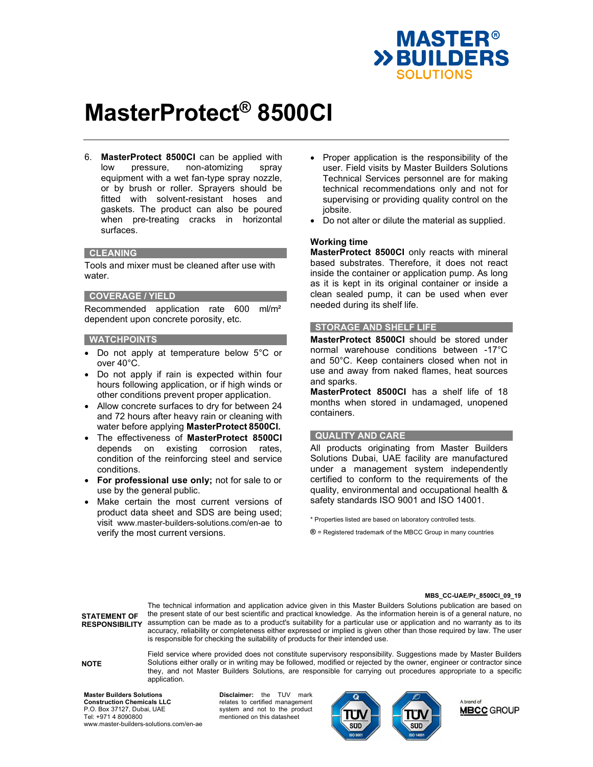# MasterProtect® 8500CI

6. **MasterProtect 8500CI** can be applied with low pressure, non-atomizing spray equipment with a wet fan-type spray nozzle, or by brush or roller. Sprayers should be fitted with solvent-resistant hoses and gaskets. The product can also be poured when pre-treating cracks in horizontal surfaces.

## CLEANING

Tools and mixer must be cleaned after use with water.

## COVERAGE / YIELD

Recommended application rate 600 ml/m² dependent upon concrete porosity, etc.

## WATCHPOINTS

- Do not apply at temperature below 5°C or over 40°C.
- Do not apply if rain is expected within four hours following application, or if high winds or other conditions prevent proper application.
- Allow concrete surfaces to dry for between 24 and 72 hours after heavy rain or cleaning with water before applying **MasterProtect 8500CI.**
- The effectiveness of **MasterProtect 8500CI** depends on existing corrosion rates, condition of the reinforcing steel and service conditions.
- **For professional use only;** not for sale to or use by the general public.
- Make certain the most current versions of product data sheet and SDS are being used; visit www.master-builders-solutions.com/en-ae to verify the most current versions.
- Proper application is the responsibility of the user. Field visits by Master Builders Solutions Technical Services personnel are for making technical recommendations only and not for supervising or providing quality control on the jobsite.
- Do not alter or dilute the material as supplied.

**Working time**

**MasterProtect 8500CI** only reacts with mineral based substrates. Therefore, it does not react inside the container or application pump. As long as it is kept in its original container or inside a clean sealed pump, it can be used when ever needed during its shelf life.

## STORAGE AND SHELF LIFE

**MasterProtect 8500CI** should be stored under normal warehouse conditions between -17°C and 50°C. Keep containers closed when not in use and away from naked flames, heat sources and sparks.

**MasterProtect 8500CI** has a shelf life of 18 months when stored in undamaged, unopened containers.

## QUALITY AND CARE

All products originating from Master Builders Solutions Dubai, UAE facility are manufactured under a management system independently certified to conform to the requirements of the quality, environmental and occupational health & safety standards ISO 9001 and ISO 14001.

\* Properties listed are based on laboratory controlled tests.

® = Registered trademark of the MBCC Group in many countries

MBS_CC-UAE/Pr_8500CI_09_19

**STATEMENT OF RESPONSIBILITY** The technical information and application advice given in this Master Builders Solutions publication are based on the present state of our best scientific and practical knowledge. As the information herein is of a general nature, no assumption can be made as to a product's suitability for a particular use or application and no warranty as to its accuracy, reliability or completeness either expressed or implied is given other than those required by law. The user is responsible for checking the suitability of products for their intended use.

**NOTE** Field service where provided does not constitute supervisory responsibility. Suggestions made by Master Builders Solutions either orally or in writing may be followed, modified or rejected by the owner, engineer or contractor since they, and not Master Builders Solutions, are responsible for carrying out procedures appropriate to a specific application.

**Master Builders Solutions Construction Chemicals LLC**
P.O. Box 37127, Dubai, UAE
Tel: +971 4 8090800
www.master-builders-solutions.com/en-ae

**Disclaimer:** the TUV mark relates to certified management system and not to the product mentioned on this datasheet

A brand of MBCC GROUP